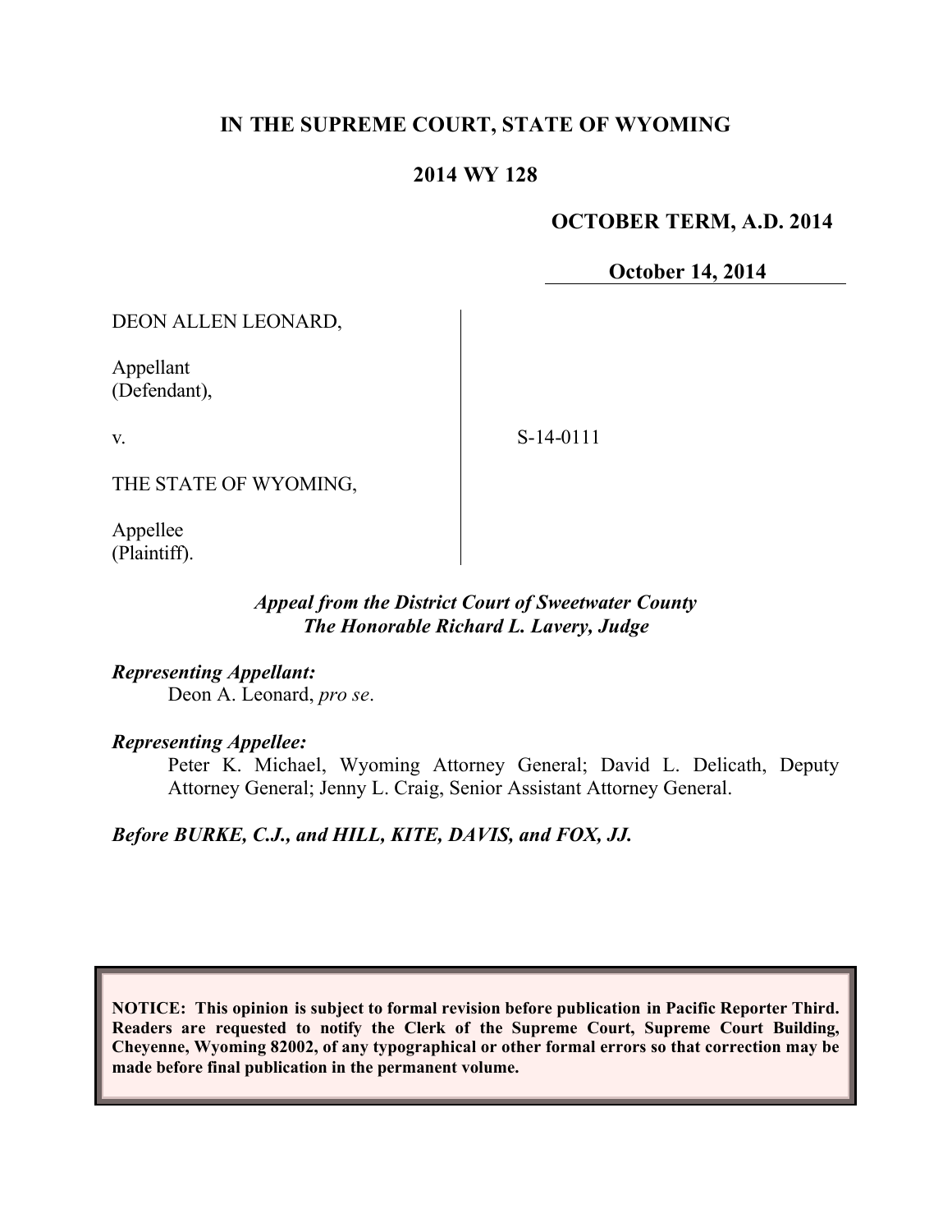**IN THE SUPREME COURT, STATE OF WYOMING**

**2014 WY 128**

**OCTOBER TERM, A.D. 2014**

**October 14, 2014**

DEON ALLEN LEONARD,

Appellant
(Defendant),

v.

S-14-0111

THE STATE OF WYOMING,

Appellee
(Plaintiff).

*Appeal from the District Court of Sweetwater County*
*The Honorable Richard L. Lavery, Judge*

***Representing Appellant:***
Deon A. Leonard, *pro se*.

***Representing Appellee:***
Peter K. Michael, Wyoming Attorney General; David L. Delicath, Deputy Attorney General; Jenny L. Craig, Senior Assistant Attorney General.

***Before BURKE, C.J., and HILL, KITE, DAVIS, and FOX, JJ.***

**NOTICE: This opinion is subject to formal revision before publication in Pacific Reporter Third. Readers are requested to notify the Clerk of the Supreme Court, Supreme Court Building, Cheyenne, Wyoming 82002, of any typographical or other formal errors so that correction may be made before final publication in the permanent volume.**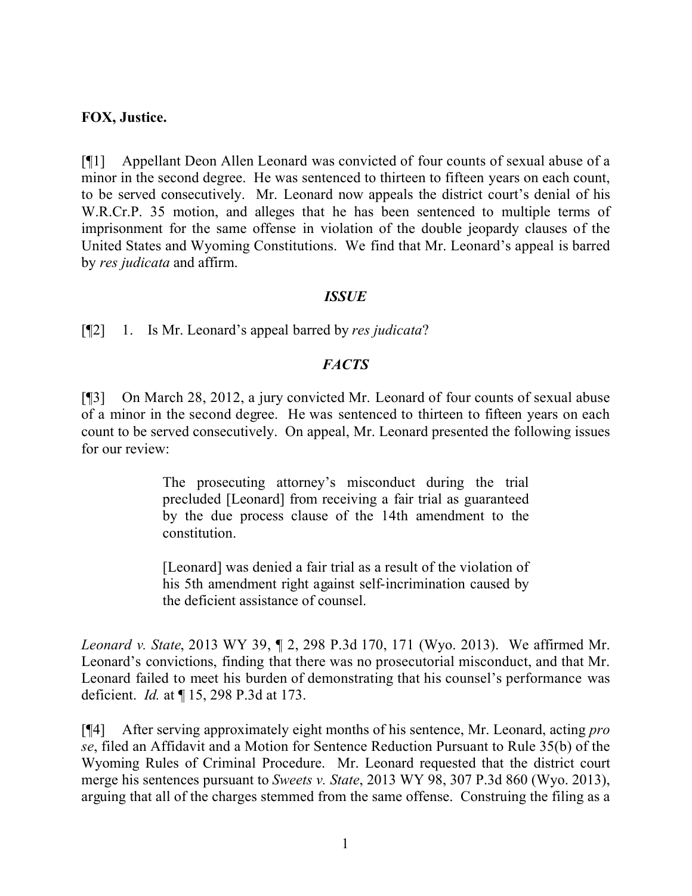**FOX, Justice.**

[¶1] Appellant Deon Allen Leonard was convicted of four counts of sexual abuse of a minor in the second degree. He was sentenced to thirteen to fifteen years on each count, to be served consecutively. Mr. Leonard now appeals the district court's denial of his W.R.Cr.P. 35 motion, and alleges that he has been sentenced to multiple terms of imprisonment for the same offense in violation of the double jeopardy clauses of the United States and Wyoming Constitutions. We find that Mr. Leonard's appeal is barred by *res judicata* and affirm.

### *ISSUE*

[¶2] 1. Is Mr. Leonard's appeal barred by *res judicata*?

### *FACTS*

[¶3] On March 28, 2012, a jury convicted Mr. Leonard of four counts of sexual abuse of a minor in the second degree. He was sentenced to thirteen to fifteen years on each count to be served consecutively. On appeal, Mr. Leonard presented the following issues for our review:

> The prosecuting attorney's misconduct during the trial precluded [Leonard] from receiving a fair trial as guaranteed by the due process clause of the 14th amendment to the constitution.
>
> [Leonard] was denied a fair trial as a result of the violation of his 5th amendment right against self-incrimination caused by the deficient assistance of counsel.

*Leonard v. State*, 2013 WY 39, ¶ 2, 298 P.3d 170, 171 (Wyo. 2013). We affirmed Mr. Leonard's convictions, finding that there was no prosecutorial misconduct, and that Mr. Leonard failed to meet his burden of demonstrating that his counsel's performance was deficient. *Id.* at ¶ 15, 298 P.3d at 173.

[¶4] After serving approximately eight months of his sentence, Mr. Leonard, acting *pro se*, filed an Affidavit and a Motion for Sentence Reduction Pursuant to Rule 35(b) of the Wyoming Rules of Criminal Procedure. Mr. Leonard requested that the district court merge his sentences pursuant to *Sweets v. State*, 2013 WY 98, 307 P.3d 860 (Wyo. 2013), arguing that all of the charges stemmed from the same offense. Construing the filing as a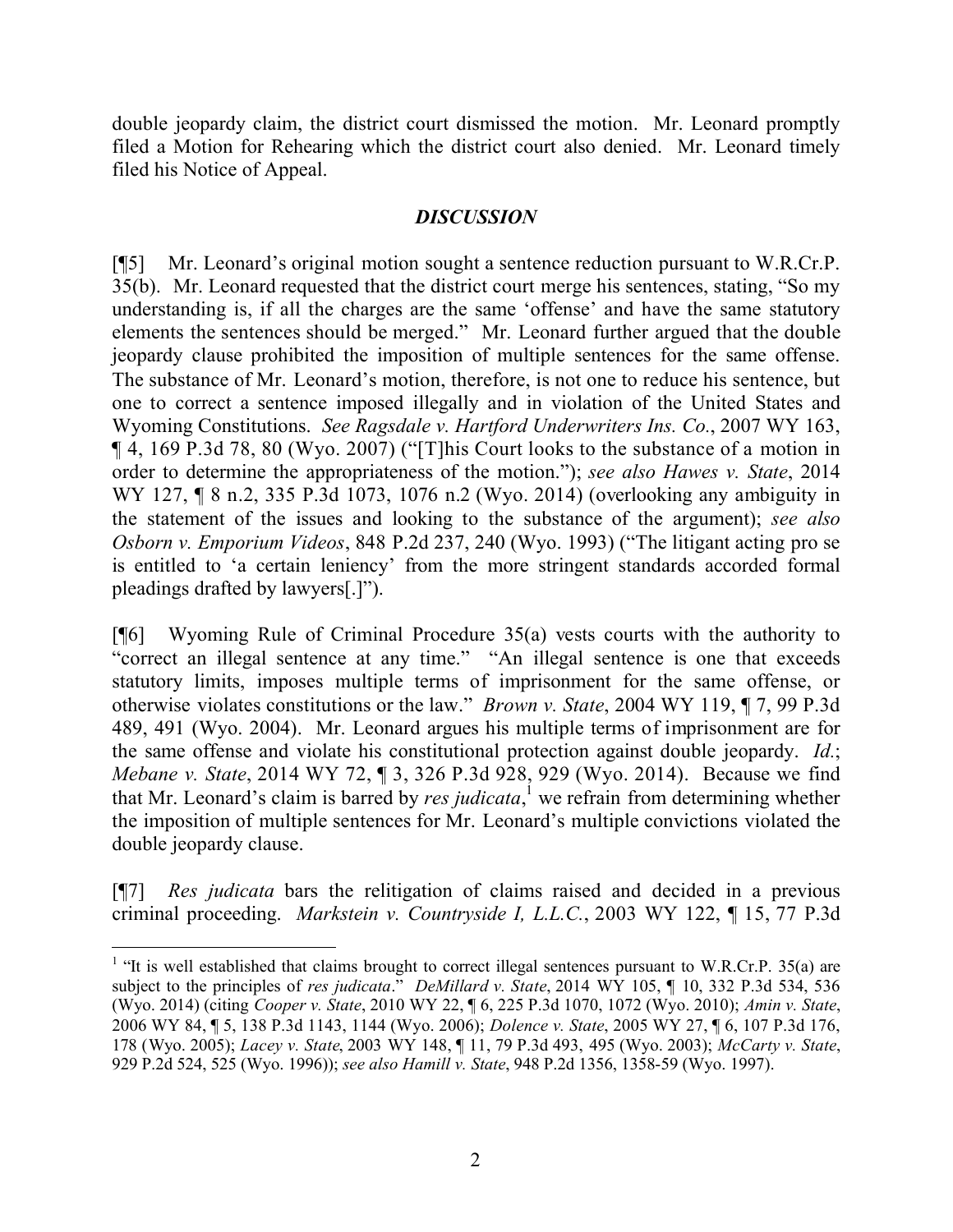double jeopardy claim, the district court dismissed the motion. Mr. Leonard promptly filed a Motion for Rehearing which the district court also denied. Mr. Leonard timely filed his Notice of Appeal.

## *DISCUSSION*

[¶5] Mr. Leonard's original motion sought a sentence reduction pursuant to W.R.Cr.P. 35(b). Mr. Leonard requested that the district court merge his sentences, stating, "So my understanding is, if all the charges are the same 'offense' and have the same statutory elements the sentences should be merged." Mr. Leonard further argued that the double jeopardy clause prohibited the imposition of multiple sentences for the same offense. The substance of Mr. Leonard's motion, therefore, is not one to reduce his sentence, but one to correct a sentence imposed illegally and in violation of the United States and Wyoming Constitutions. *See Ragsdale v. Hartford Underwriters Ins. Co.*, 2007 WY 163, ¶ 4, 169 P.3d 78, 80 (Wyo. 2007) ("[T]his Court looks to the substance of a motion in order to determine the appropriateness of the motion."); *see also Hawes v. State*, 2014 WY 127, ¶ 8 n.2, 335 P.3d 1073, 1076 n.2 (Wyo. 2014) (overlooking any ambiguity in the statement of the issues and looking to the substance of the argument); *see also Osborn v. Emporium Videos*, 848 P.2d 237, 240 (Wyo. 1993) ("The litigant acting pro se is entitled to 'a certain leniency' from the more stringent standards accorded formal pleadings drafted by lawyers[.]").

[¶6] Wyoming Rule of Criminal Procedure 35(a) vests courts with the authority to "correct an illegal sentence at any time." "An illegal sentence is one that exceeds statutory limits, imposes multiple terms of imprisonment for the same offense, or otherwise violates constitutions or the law." *Brown v. State*, 2004 WY 119, ¶ 7, 99 P.3d 489, 491 (Wyo. 2004). Mr. Leonard argues his multiple terms of imprisonment are for the same offense and violate his constitutional protection against double jeopardy. *Id.*; *Mebane v. State*, 2014 WY 72, ¶ 3, 326 P.3d 928, 929 (Wyo. 2014). Because we find that Mr. Leonard's claim is barred by *res judicata*,[1] we refrain from determining whether the imposition of multiple sentences for Mr. Leonard's multiple convictions violated the double jeopardy clause.

[¶7] *Res judicata* bars the relitigation of claims raised and decided in a previous criminal proceeding. *Markstein v. Countryside I, L.L.C.*, 2003 WY 122, ¶ 15, 77 P.3d

---

[1] "It is well established that claims brought to correct illegal sentences pursuant to W.R.Cr.P. 35(a) are subject to the principles of *res judicata*." *DeMillard v. State*, 2014 WY 105, ¶ 10, 332 P.3d 534, 536 (Wyo. 2014) (citing *Cooper v. State*, 2010 WY 22, ¶ 6, 225 P.3d 1070, 1072 (Wyo. 2010); *Amin v. State*, 2006 WY 84, ¶ 5, 138 P.3d 1143, 1144 (Wyo. 2006); *Dolence v. State*, 2005 WY 27, ¶ 6, 107 P.3d 176, 178 (Wyo. 2005); *Lacey v. State*, 2003 WY 148, ¶ 11, 79 P.3d 493, 495 (Wyo. 2003); *McCarty v. State*, 929 P.2d 524, 525 (Wyo. 1996)); *see also Hamill v. State*, 948 P.2d 1356, 1358-59 (Wyo. 1997).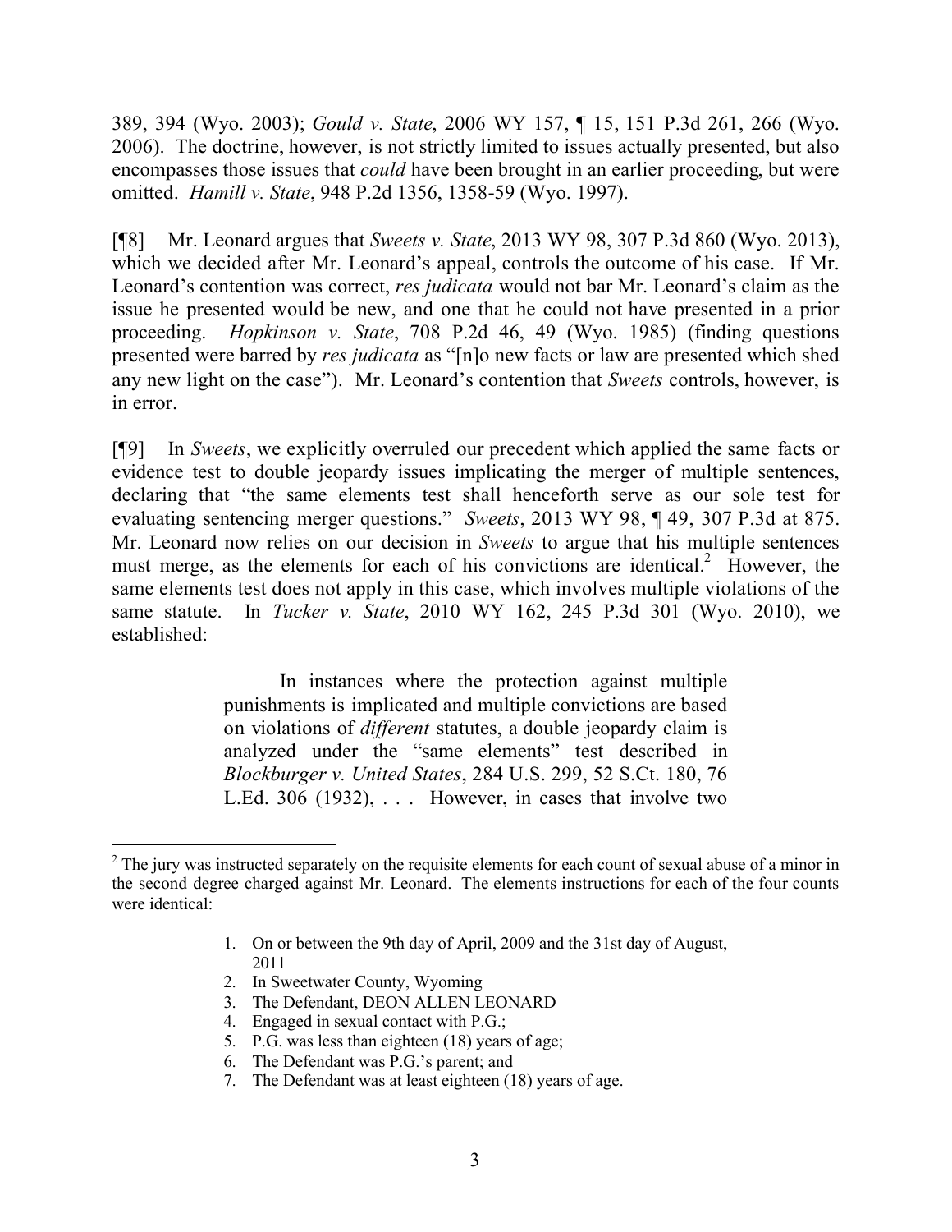389, 394 (Wyo. 2003); *Gould v. State*, 2006 WY 157, ¶ 15, 151 P.3d 261, 266 (Wyo. 2006). The doctrine, however, is not strictly limited to issues actually presented, but also encompasses those issues that *could* have been brought in an earlier proceeding, but were omitted. *Hamill v. State*, 948 P.2d 1356, 1358-59 (Wyo. 1997).

[¶8] Mr. Leonard argues that *Sweets v. State*, 2013 WY 98, 307 P.3d 860 (Wyo. 2013), which we decided after Mr. Leonard's appeal, controls the outcome of his case. If Mr. Leonard's contention was correct, *res judicata* would not bar Mr. Leonard's claim as the issue he presented would be new, and one that he could not have presented in a prior proceeding. *Hopkinson v. State*, 708 P.2d 46, 49 (Wyo. 1985) (finding questions presented were barred by *res judicata* as "[n]o new facts or law are presented which shed any new light on the case"). Mr. Leonard's contention that *Sweets* controls, however, is in error.

[¶9] In *Sweets*, we explicitly overruled our precedent which applied the same facts or evidence test to double jeopardy issues implicating the merger of multiple sentences, declaring that "the same elements test shall henceforth serve as our sole test for evaluating sentencing merger questions." *Sweets*, 2013 WY 98, ¶ 49, 307 P.3d at 875. Mr. Leonard now relies on our decision in *Sweets* to argue that his multiple sentences must merge, as the elements for each of his convictions are identical.[2] However, the same elements test does not apply in this case, which involves multiple violations of the same statute. In *Tucker v. State*, 2010 WY 162, 245 P.3d 301 (Wyo. 2010), we established:

> In instances where the protection against multiple punishments is implicated and multiple convictions are based on violations of *different* statutes, a double jeopardy claim is analyzed under the "same elements" test described in *Blockburger v. United States*, 284 U.S. 299, 52 S.Ct. 180, 76 L.Ed. 306 (1932), . . . However, in cases that involve two

---

[2] The jury was instructed separately on the requisite elements for each count of sexual abuse of a minor in the second degree charged against Mr. Leonard. The elements instructions for each of the four counts were identical:

> 1. On or between the 9th day of April, 2009 and the 31st day of August, 2011
> 2. In Sweetwater County, Wyoming
> 3. The Defendant, DEON ALLEN LEONARD
> 4. Engaged in sexual contact with P.G.;
> 5. P.G. was less than eighteen (18) years of age;
> 6. The Defendant was P.G.'s parent; and
> 7. The Defendant was at least eighteen (18) years of age.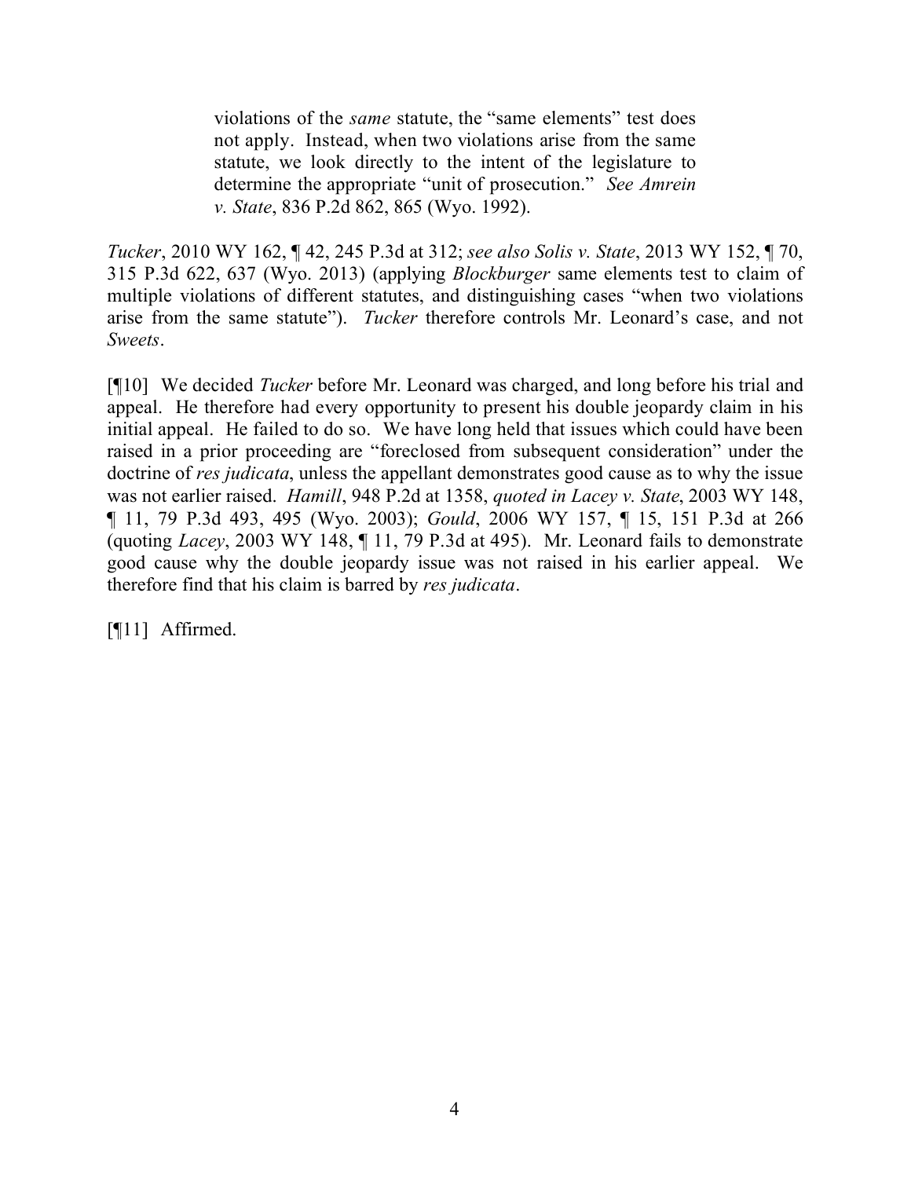> violations of the *same* statute, the "same elements" test does not apply. Instead, when two violations arise from the same statute, we look directly to the intent of the legislature to determine the appropriate "unit of prosecution." *See Amrein v. State*, 836 P.2d 862, 865 (Wyo. 1992).

*Tucker*, 2010 WY 162, ¶ 42, 245 P.3d at 312; *see also Solis v. State*, 2013 WY 152, ¶ 70, 315 P.3d 622, 637 (Wyo. 2013) (applying *Blockburger* same elements test to claim of multiple violations of different statutes, and distinguishing cases "when two violations arise from the same statute"). *Tucker* therefore controls Mr. Leonard's case, and not *Sweets*.

[¶10] We decided *Tucker* before Mr. Leonard was charged, and long before his trial and appeal. He therefore had every opportunity to present his double jeopardy claim in his initial appeal. He failed to do so. We have long held that issues which could have been raised in a prior proceeding are "foreclosed from subsequent consideration" under the doctrine of *res judicata*, unless the appellant demonstrates good cause as to why the issue was not earlier raised. *Hamill*, 948 P.2d at 1358, *quoted in Lacey v. State*, 2003 WY 148, ¶ 11, 79 P.3d 493, 495 (Wyo. 2003); *Gould*, 2006 WY 157, ¶ 15, 151 P.3d at 266 (quoting *Lacey*, 2003 WY 148, ¶ 11, 79 P.3d at 495). Mr. Leonard fails to demonstrate good cause why the double jeopardy issue was not raised in his earlier appeal. We therefore find that his claim is barred by *res judicata*.

[¶11] Affirmed.